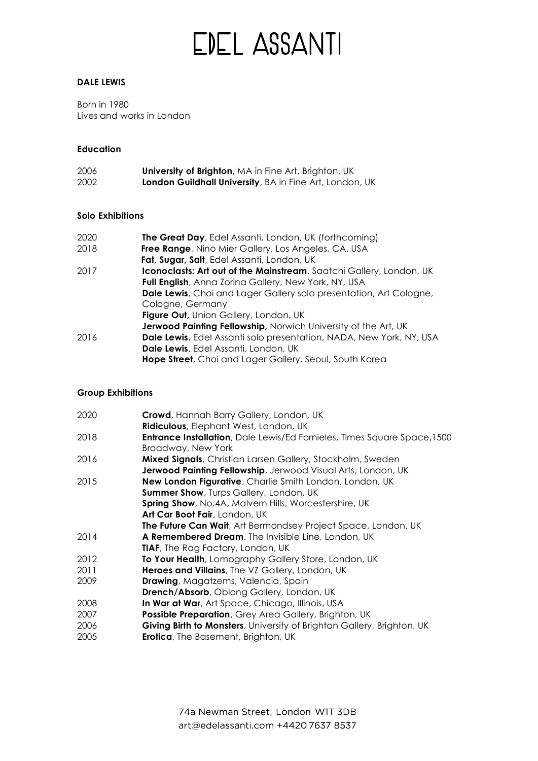# EDEL ASSANTI

**DALE LEWIS**

Born in 1980
Lives and works in London

### Education

| | |
|---|---|
| 2006 | **University of Brighton**, MA in Fine Art, Brighton, UK |
| 2002 | **London Guildhall University**, BA in Fine Art, London, UK |

### Solo Exhibitions

| | |
|---|---|
| 2020 | **The Great Day**, Edel Assanti, London, UK (forthcoming) |
| 2018 | **Free Range**, Nino Mier Gallery, Los Angeles, CA, USA |
| | **Fat, Sugar, Salt**, Edel Assanti, London, UK |
| 2017 | **Iconoclasts: Art out of the Mainstream**, Saatchi Gallery, London, UK |
| | **Full English**, Anna Zorina Gallery, New York, NY, USA |
| | **Dale Lewis**, Choi and Lager Gallery solo presentation, Art Cologne, Cologne, Germany |
| | **Figure Out,** Union Gallery, London, UK |
| | **Jerwood Painting Fellowship,** Norwich University of the Art, UK |
| 2016 | **Dale Lewis**, Edel Assanti solo presentation, NADA, New York, NY, USA |
| | **Dale Lewis**, Edel Assanti, London, UK |
| | **Hope Street**, Choi and Lager Gallery, Seoul, South Korea |

### Group Exhibitions

| | |
|---|---|
| 2020 | **Crowd**, Hannah Barry Gallery, London, UK |
| | **Ridiculous**, Elephant West, London, UK |
| 2018 | **Entrance Installation**, Dale Lewis/Ed Fornieles, Times Square Space,1500 Broadway, New York |
| 2016 | **Mixed Signals**, Christian Larsen Gallery, Stockholm, Sweden |
| | **Jerwood Painting Fellowship**, Jerwood Visual Arts, London, UK |
| 2015 | **New London Figurative**, Charlie Smith London, London, UK |
| | **Summer Show**, Turps Gallery, London, UK |
| | **Spring Show**, No.4A, Malvern Hills, Worcestershire, UK |
| | **Art Car Boot Fair**, London, UK |
| | **The Future Can Wait**, Art Bermondsey Project Space, London, UK |
| 2014 | **A Remembered Dream**, The Invisible Line, London, UK |
| | **TIAF**, The Rag Factory, London, UK |
| 2012 | **To Your Health**, Lomography Gallery Store, London, UK |
| 2011 | **Heroes and Villains**, The VZ Gallery, London, UK |
| 2009 | **Drawing**, Magatzems, Valencia, Spain |
| | **Drench/Absorb**, Oblong Gallery, London, UK |
| 2008 | **In War at War**, Art Space, Chicago, Illinois, USA |
| 2007 | **Possible Preparation**, Grey Area Gallery, Brighton, UK |
| 2006 | **Giving Birth to Monsters**, University of Brighton Gallery, Brighton, UK |
| 2005 | **Erotica**, The Basement, Brighton, UK |

74a Newman Street, London W1T 3DB
art@edelassanti.com +4420 7637 8537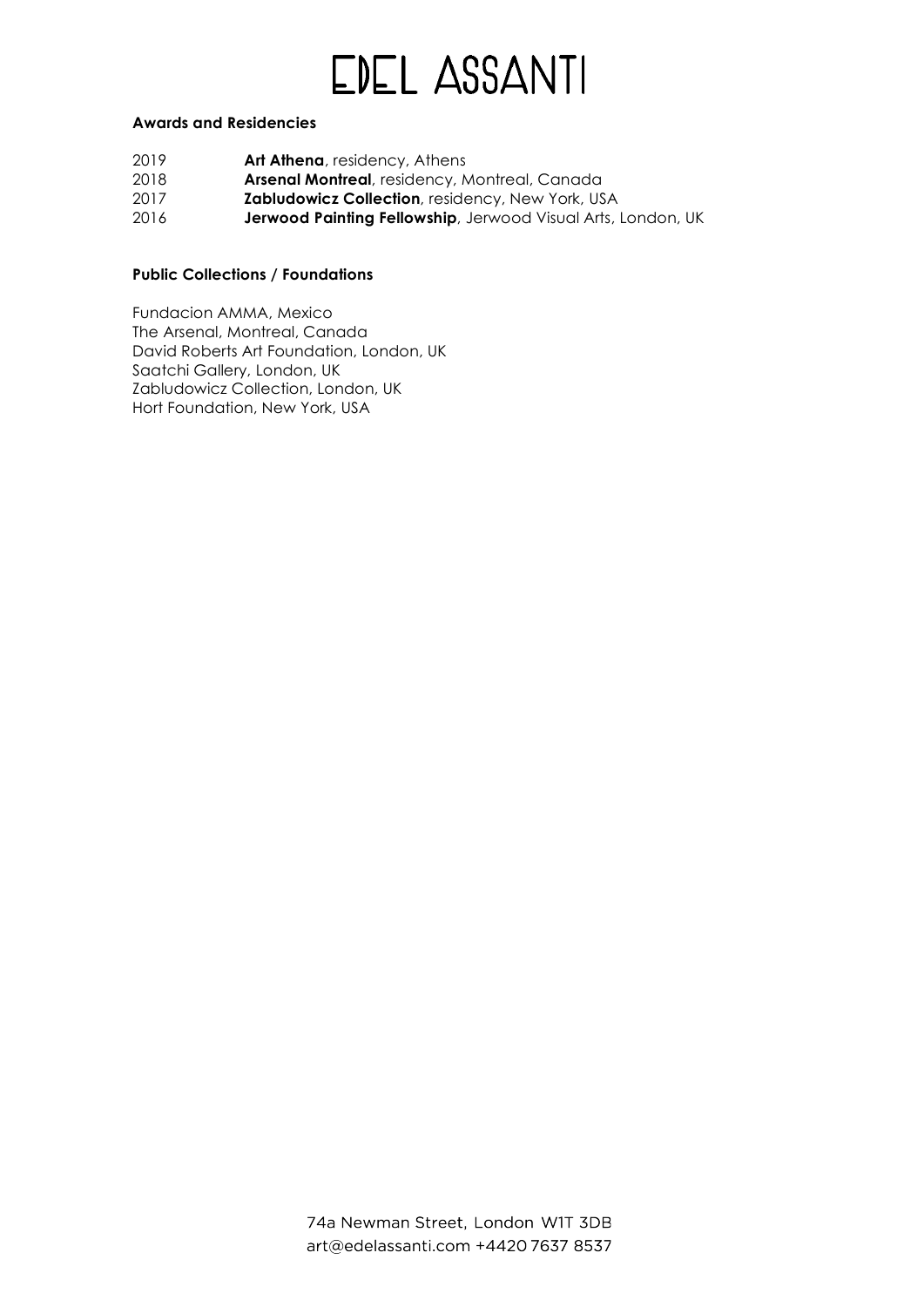## Awards and Residencies

2019 **Art Athena**, residency, Athens
2018 **Arsenal Montreal**, residency, Montreal, Canada
2017 **Zabludowicz Collection**, residency, New York, USA
2016 **Jerwood Painting Fellowship**, Jerwood Visual Arts, London, UK

## Public Collections / Foundations

Fundacion AMMA, Mexico
The Arsenal, Montreal, Canada
David Roberts Art Foundation, London, UK
Saatchi Gallery, London, UK
Zabludowicz Collection, London, UK
Hort Foundation, New York, USA